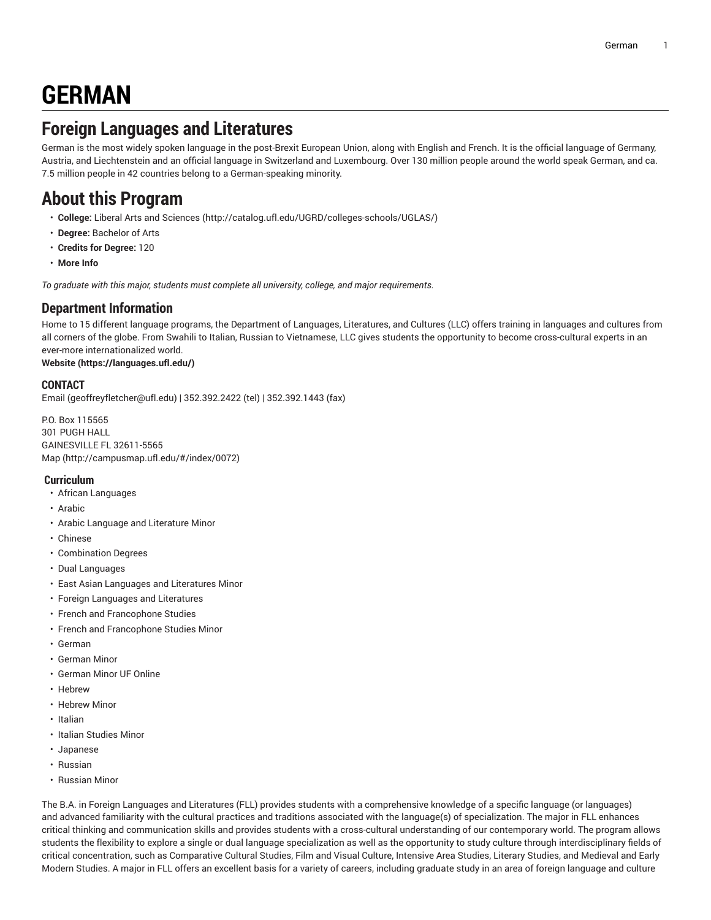# GERMAN

## Foreign Languages and Literatures

German is the most widely spoken language in the post-Brexit European Union, along with English and French. It is the official language of Germany, Austria, and Liechtenstein and an official language in Switzerland and Luxembourg. Over 130 million people around the world speak German, and ca. 7.5 million people in 42 countries belong to a German-speaking minority.

## About this Program

- **College:** Liberal Arts and Sciences (http://catalog.ufl.edu/UGRD/colleges-schools/UGLAS/)
- **Degree:** Bachelor of Arts
- **Credits for Degree:** 120
- **More Info**

*To graduate with this major, students must complete all university, college, and major requirements.*

### Department Information

Home to 15 different language programs, the Department of Languages, Literatures, and Cultures (LLC) offers training in languages and cultures from all corners of the globe. From Swahili to Italian, Russian to Vietnamese, LLC gives students the opportunity to become cross-cultural experts in an ever-more internationalized world.
**Website (https://languages.ufl.edu/)**

#### CONTACT

Email (geoffreyfletcher@ufl.edu) | 352.392.2422 (tel) | 352.392.1443 (fax)

P.O. Box 115565
301 PUGH HALL
GAINESVILLE FL 32611-5565
Map (http://campusmap.ufl.edu/#/index/0072)

#### Curriculum

- African Languages
- Arabic
- Arabic Language and Literature Minor
- Chinese
- Combination Degrees
- Dual Languages
- East Asian Languages and Literatures Minor
- Foreign Languages and Literatures
- French and Francophone Studies
- French and Francophone Studies Minor
- German
- German Minor
- German Minor UF Online
- Hebrew
- Hebrew Minor
- Italian
- Italian Studies Minor
- Japanese
- Russian
- Russian Minor

The B.A. in Foreign Languages and Literatures (FLL) provides students with a comprehensive knowledge of a specific language (or languages) and advanced familiarity with the cultural practices and traditions associated with the language(s) of specialization. The major in FLL enhances critical thinking and communication skills and provides students with a cross-cultural understanding of our contemporary world. The program allows students the flexibility to explore a single or dual language specialization as well as the opportunity to study culture through interdisciplinary fields of critical concentration, such as Comparative Cultural Studies, Film and Visual Culture, Intensive Area Studies, Literary Studies, and Medieval and Early Modern Studies. A major in FLL offers an excellent basis for a variety of careers, including graduate study in an area of foreign language and culture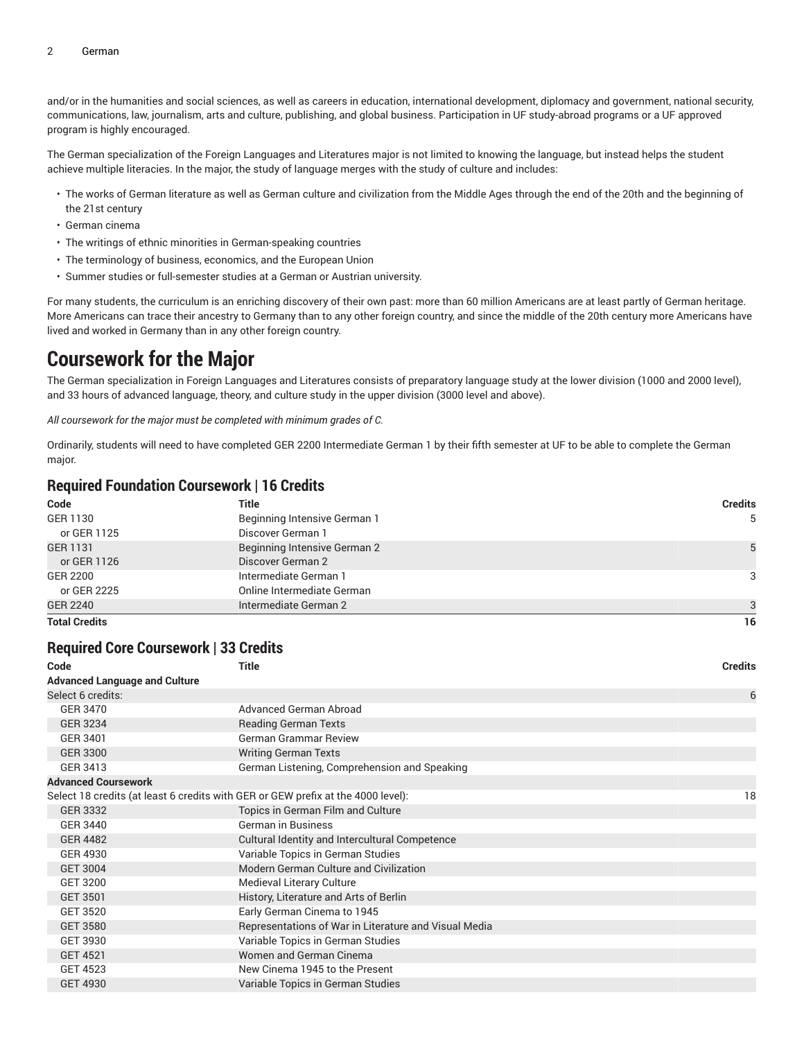and/or in the humanities and social sciences, as well as careers in education, international development, diplomacy and government, national security, communications, law, journalism, arts and culture, publishing, and global business. Participation in UF study-abroad programs or a UF approved program is highly encouraged.

The German specialization of the Foreign Languages and Literatures major is not limited to knowing the language, but instead helps the student achieve multiple literacies. In the major, the study of language merges with the study of culture and includes:

- The works of German literature as well as German culture and civilization from the Middle Ages through the end of the 20th and the beginning of the 21st century
- German cinema
- The writings of ethnic minorities in German-speaking countries
- The terminology of business, economics, and the European Union
- Summer studies or full-semester studies at a German or Austrian university.

For many students, the curriculum is an enriching discovery of their own past: more than 60 million Americans are at least partly of German heritage. More Americans can trace their ancestry to Germany than to any other foreign country, and since the middle of the 20th century more Americans have lived and worked in Germany than in any other foreign country.

# Coursework for the Major

The German specialization in Foreign Languages and Literatures consists of preparatory language study at the lower division (1000 and 2000 level), and 33 hours of advanced language, theory, and culture study in the upper division (3000 level and above).

*All coursework for the major must be completed with minimum grades of C.*

Ordinarily, students will need to have completed GER 2200 Intermediate German 1 by their fifth semester at UF to be able to complete the German major.

## Required Foundation Coursework | 16 Credits

| Code | Title | Credits |
|---|---|---|
| GER 1130 | Beginning Intensive German 1 | 5 |
| or GER 1125 | Discover German 1 | |
| GER 1131 | Beginning Intensive German 2 | 5 |
| or GER 1126 | Discover German 2 | |
| GER 2200 | Intermediate German 1 | 3 |
| or GER 2225 | Online Intermediate German | |
| GER 2240 | Intermediate German 2 | 3 |
| **Total Credits** | | **16** |

## Required Core Coursework | 33 Credits

| Code | Title | Credits |
|---|---|---|
| **Advanced Language and Culture** | | |
| Select 6 credits: | | 6 |
| GER 3470 | Advanced German Abroad | |
| GER 3234 | Reading German Texts | |
| GER 3401 | German Grammar Review | |
| GER 3300 | Writing German Texts | |
| GER 3413 | German Listening, Comprehension and Speaking | |
| **Advanced Coursework** | | |
| Select 18 credits (at least 6 credits with GER or GEW prefix at the 4000 level): | | 18 |
| GER 3332 | Topics in German Film and Culture | |
| GER 3440 | German in Business | |
| GER 4482 | Cultural Identity and Intercultural Competence | |
| GER 4930 | Variable Topics in German Studies | |
| GET 3004 | Modern German Culture and Civilization | |
| GET 3200 | Medieval Literary Culture | |
| GET 3501 | History, Literature and Arts of Berlin | |
| GET 3520 | Early German Cinema to 1945 | |
| GET 3580 | Representations of War in Literature and Visual Media | |
| GET 3930 | Variable Topics in German Studies | |
| GET 4521 | Women and German Cinema | |
| GET 4523 | New Cinema 1945 to the Present | |
| GET 4930 | Variable Topics in German Studies | |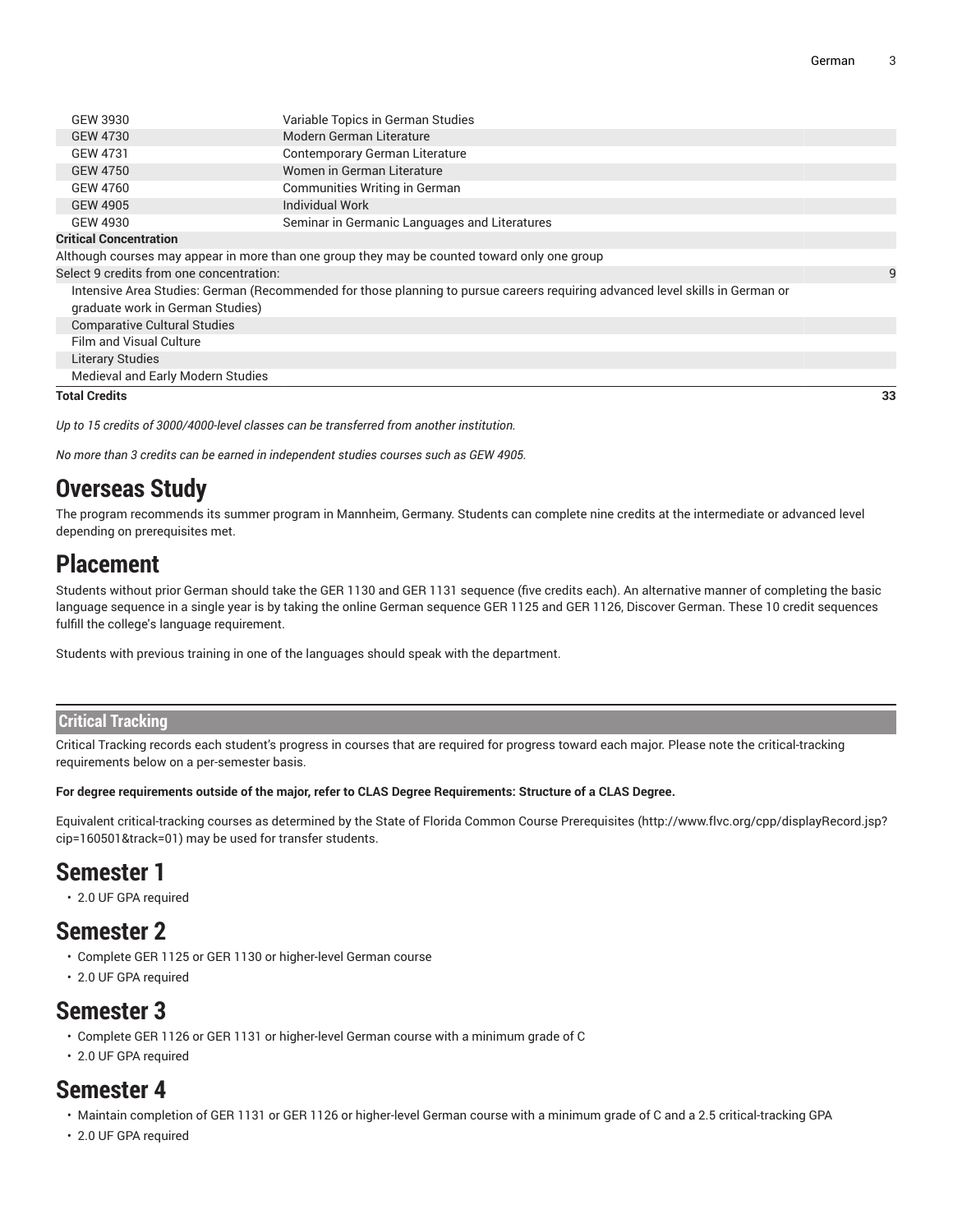| | | |
|---|---|---|
| GEW 3930 | Variable Topics in German Studies | |
| GEW 4730 | Modern German Literature | |
| GEW 4731 | Contemporary German Literature | |
| GEW 4750 | Women in German Literature | |
| GEW 4760 | Communities Writing in German | |
| GEW 4905 | Individual Work | |
| GEW 4930 | Seminar in Germanic Languages and Literatures | |
| **Critical Concentration** | | |
| Although courses may appear in more than one group they may be counted toward only one group | | |
| Select 9 credits from one concentration: | | 9 |
| Intensive Area Studies: German (Recommended for those planning to pursue careers requiring advanced level skills in German or graduate work in German Studies) | | |
| Comparative Cultural Studies | | |
| Film and Visual Culture | | |
| Literary Studies | | |
| Medieval and Early Modern Studies | | |
| **Total Credits** | | **33** |

*Up to 15 credits of 3000/4000-level classes can be transferred from another institution.*

*No more than 3 credits can be earned in independent studies courses such as GEW 4905.*

# Overseas Study

The program recommends its summer program in Mannheim, Germany. Students can complete nine credits at the intermediate or advanced level depending on prerequisites met.

# Placement

Students without prior German should take the GER 1130 and GER 1131 sequence (five credits each). An alternative manner of completing the basic language sequence in a single year is by taking the online German sequence GER 1125 and GER 1126, Discover German. These 10 credit sequences fulfill the college's language requirement.

Students with previous training in one of the languages should speak with the department.

## Critical Tracking

Critical Tracking records each student's progress in courses that are required for progress toward each major. Please note the critical-tracking requirements below on a per-semester basis.

**For degree requirements outside of the major, refer to CLAS Degree Requirements: Structure of a CLAS Degree.**

Equivalent critical-tracking courses as determined by the State of Florida Common Course Prerequisites (http://www.flvc.org/cpp/displayRecord.jsp?cip=160501&track=01) may be used for transfer students.

# Semester 1

- 2.0 UF GPA required

# Semester 2

- Complete GER 1125 or GER 1130 or higher-level German course
- 2.0 UF GPA required

# Semester 3

- Complete GER 1126 or GER 1131 or higher-level German course with a minimum grade of C
- 2.0 UF GPA required

# Semester 4

- Maintain completion of GER 1131 or GER 1126 or higher-level German course with a minimum grade of C and a 2.5 critical-tracking GPA
- 2.0 UF GPA required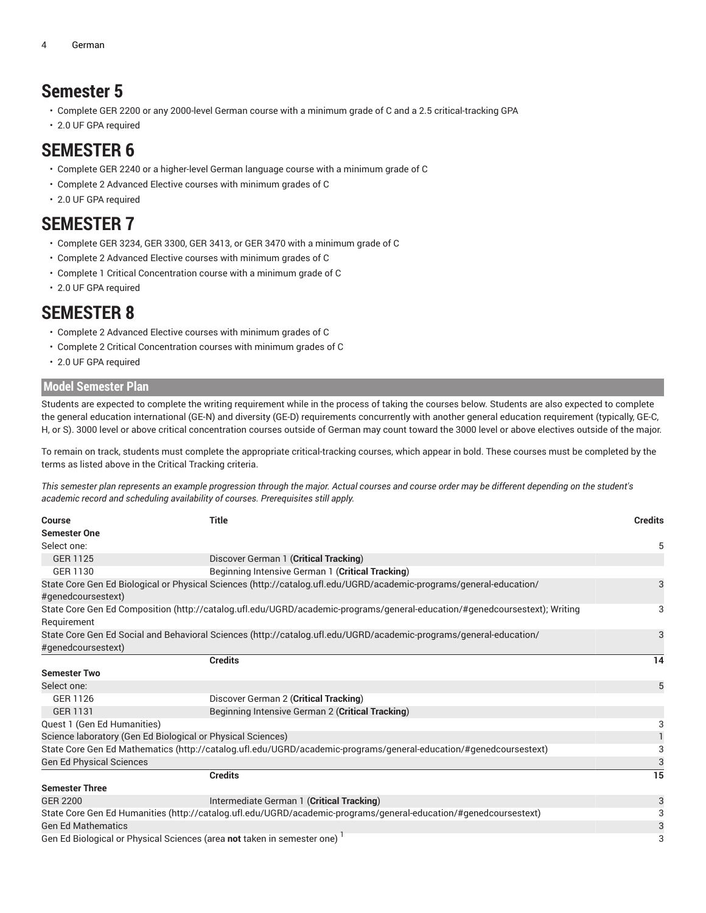# Semester 5

- Complete GER 2200 or any 2000-level German course with a minimum grade of C and a 2.5 critical-tracking GPA
- 2.0 UF GPA required

# SEMESTER 6

- Complete GER 2240 or a higher-level German language course with a minimum grade of C
- Complete 2 Advanced Elective courses with minimum grades of C
- 2.0 UF GPA required

# SEMESTER 7

- Complete GER 3234, GER 3300, GER 3413, or GER 3470 with a minimum grade of C
- Complete 2 Advanced Elective courses with minimum grades of C
- Complete 1 Critical Concentration course with a minimum grade of C
- 2.0 UF GPA required

# SEMESTER 8

- Complete 2 Advanced Elective courses with minimum grades of C
- Complete 2 Critical Concentration courses with minimum grades of C
- 2.0 UF GPA required

## Model Semester Plan

Students are expected to complete the writing requirement while in the process of taking the courses below. Students are also expected to complete the general education international (GE-N) and diversity (GE-D) requirements concurrently with another general education requirement (typically, GE-C, H, or S). 3000 level or above critical concentration courses outside of German may count toward the 3000 level or above electives outside of the major.

To remain on track, students must complete the appropriate critical-tracking courses, which appear in bold. These courses must be completed by the terms as listed above in the Critical Tracking criteria.

*This semester plan represents an example progression through the major. Actual courses and course order may be different depending on the student's academic record and scheduling availability of courses. Prerequisites still apply.*

| Course | Title | Credits |
|---|---|---|
| **Semester One** | | |
| Select one: | | 5 |
| GER 1125 | Discover German 1 (**Critical Tracking**) | |
| GER 1130 | Beginning Intensive German 1 (**Critical Tracking**) | |
| State Core Gen Ed Biological or Physical Sciences (http://catalog.ufl.edu/UGRD/academic-programs/general-education/#genedcoursestext) | | 3 |
| State Core Gen Ed Composition (http://catalog.ufl.edu/UGRD/academic-programs/general-education/#genedcoursestext); Writing Requirement | | 3 |
| State Core Gen Ed Social and Behavioral Sciences (http://catalog.ufl.edu/UGRD/academic-programs/general-education/#genedcoursestext) | | 3 |
| | **Credits** | **14** |
| **Semester Two** | | |
| Select one: | | 5 |
| GER 1126 | Discover German 2 (**Critical Tracking**) | |
| GER 1131 | Beginning Intensive German 2 (**Critical Tracking**) | |
| Quest 1 (Gen Ed Humanities) | | 3 |
| Science laboratory (Gen Ed Biological or Physical Sciences) | | 1 |
| State Core Gen Ed Mathematics (http://catalog.ufl.edu/UGRD/academic-programs/general-education/#genedcoursestext) | | 3 |
| Gen Ed Physical Sciences | | 3 |
| | **Credits** | **15** |
| **Semester Three** | | |
| GER 2200 | Intermediate German 1 (**Critical Tracking**) | 3 |
| State Core Gen Ed Humanities (http://catalog.ufl.edu/UGRD/academic-programs/general-education/#genedcoursestext) | | 3 |
| Gen Ed Mathematics | | 3 |
| Gen Ed Biological or Physical Sciences (area **not** taken in semester one) [1] | | 3 |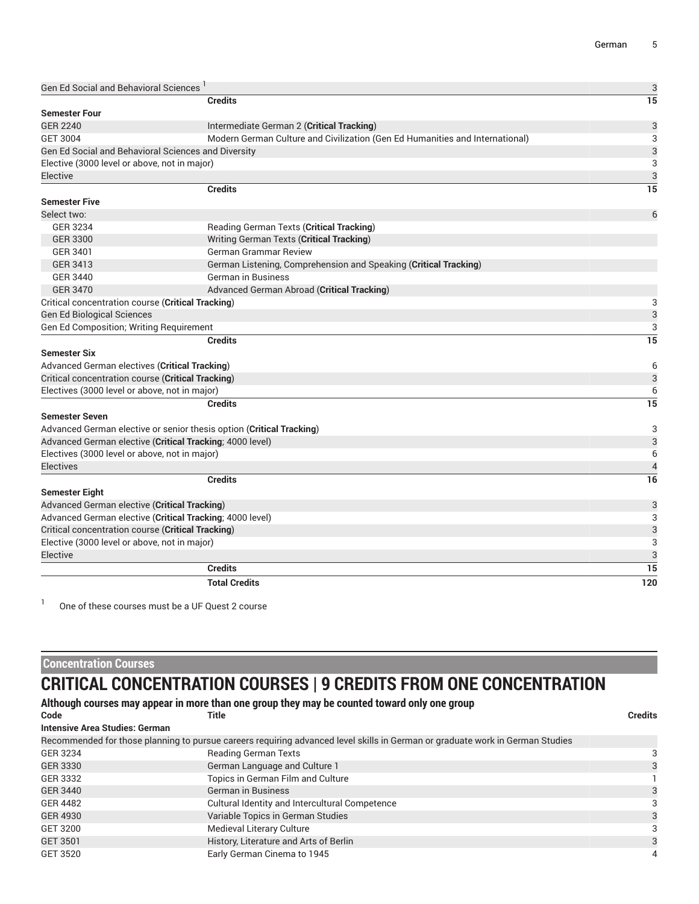| | | |
|---|---|---|
| Gen Ed Social and Behavioral Sciences [1] | | 3 |
| | **Credits** | **15** |
| **Semester Four** | | |
| GER 2240 | Intermediate German 2 (**Critical Tracking**) | 3 |
| GET 3004 | Modern German Culture and Civilization (Gen Ed Humanities and International) | 3 |
| Gen Ed Social and Behavioral Sciences and Diversity | | 3 |
| Elective (3000 level or above, not in major) | | 3 |
| Elective | | 3 |
| | **Credits** | **15** |
| **Semester Five** | | |
| Select two: | | 6 |
| GER 3234 | Reading German Texts (**Critical Tracking**) | |
| GER 3300 | Writing German Texts (**Critical Tracking**) | |
| GER 3401 | German Grammar Review | |
| GER 3413 | German Listening, Comprehension and Speaking (**Critical Tracking**) | |
| GER 3440 | German in Business | |
| GER 3470 | Advanced German Abroad (**Critical Tracking**) | |
| Critical concentration course (**Critical Tracking**) | | 3 |
| Gen Ed Biological Sciences | | 3 |
| Gen Ed Composition; Writing Requirement | | 3 |
| | **Credits** | **15** |
| **Semester Six** | | |
| Advanced German electives (**Critical Tracking**) | | 6 |
| Critical concentration course (**Critical Tracking**) | | 3 |
| Electives (3000 level or above, not in major) | | 6 |
| | **Credits** | **15** |
| **Semester Seven** | | |
| Advanced German elective or senior thesis option (**Critical Tracking**) | | 3 |
| Advanced German elective (**Critical Tracking**; 4000 level) | | 3 |
| Electives (3000 level or above, not in major) | | 6 |
| Electives | | 4 |
| | **Credits** | **16** |
| **Semester Eight** | | |
| Advanced German elective (**Critical Tracking**) | | 3 |
| Advanced German elective (**Critical Tracking**; 4000 level) | | 3 |
| Critical concentration course (**Critical Tracking**) | | 3 |
| Elective (3000 level or above, not in major) | | 3 |
| Elective | | 3 |
| | **Credits** | **15** |
| | **Total Credits** | **120** |

[1] One of these courses must be a UF Quest 2 course

## Concentration Courses

# CRITICAL CONCENTRATION COURSES | 9 CREDITS FROM ONE CONCENTRATION

### Although courses may appear in more than one group they may be counted toward only one group

| Code | Title | Credits |
|---|---|---|
| **Intensive Area Studies: German** | | |
| Recommended for those planning to pursue careers requiring advanced level skills in German or graduate work in German Studies | | |
| GER 3234 | Reading German Texts | 3 |
| GER 3330 | German Language and Culture 1 | 3 |
| GER 3332 | Topics in German Film and Culture | 1 |
| GER 3440 | German in Business | 3 |
| GER 4482 | Cultural Identity and Intercultural Competence | 3 |
| GER 4930 | Variable Topics in German Studies | 3 |
| GET 3200 | Medieval Literary Culture | 3 |
| GET 3501 | History, Literature and Arts of Berlin | 3 |
| GET 3520 | Early German Cinema to 1945 | 4 |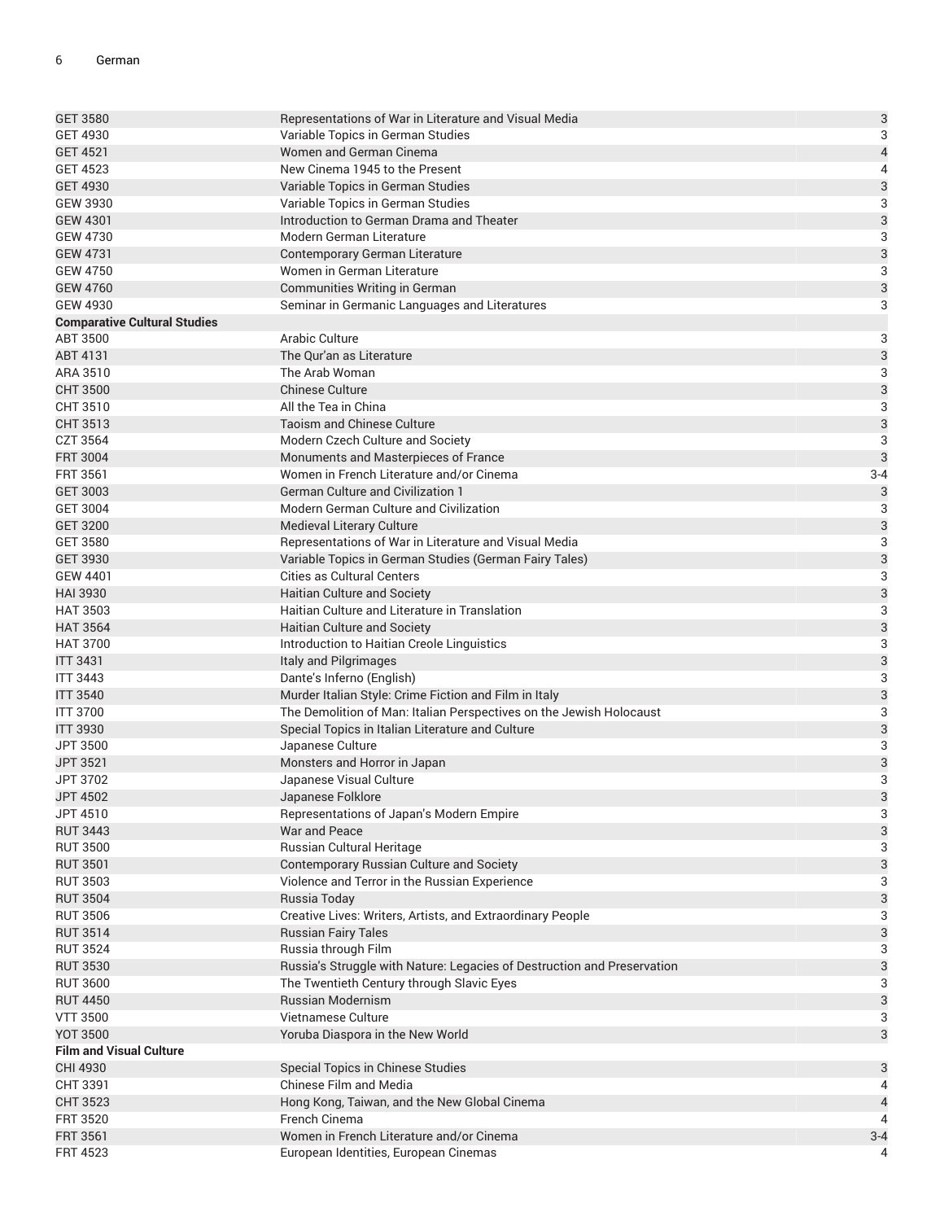| | | |
|---|---|---|
| GET 3580 | Representations of War in Literature and Visual Media | 3 |
| GET 4930 | Variable Topics in German Studies | 3 |
| GET 4521 | Women and German Cinema | 4 |
| GET 4523 | New Cinema 1945 to the Present | 4 |
| GET 4930 | Variable Topics in German Studies | 3 |
| GEW 3930 | Variable Topics in German Studies | 3 |
| GEW 4301 | Introduction to German Drama and Theater | 3 |
| GEW 4730 | Modern German Literature | 3 |
| GEW 4731 | Contemporary German Literature | 3 |
| GEW 4750 | Women in German Literature | 3 |
| GEW 4760 | Communities Writing in German | 3 |
| GEW 4930 | Seminar in Germanic Languages and Literatures | 3 |
| **Comparative Cultural Studies** | | |
| ABT 3500 | Arabic Culture | 3 |
| ABT 4131 | The Qur'an as Literature | 3 |
| ARA 3510 | The Arab Woman | 3 |
| CHT 3500 | Chinese Culture | 3 |
| CHT 3510 | All the Tea in China | 3 |
| CHT 3513 | Taoism and Chinese Culture | 3 |
| CZT 3564 | Modern Czech Culture and Society | 3 |
| FRT 3004 | Monuments and Masterpieces of France | 3 |
| FRT 3561 | Women in French Literature and/or Cinema | 3-4 |
| GET 3003 | German Culture and Civilization 1 | 3 |
| GET 3004 | Modern German Culture and Civilization | 3 |
| GET 3200 | Medieval Literary Culture | 3 |
| GET 3580 | Representations of War in Literature and Visual Media | 3 |
| GET 3930 | Variable Topics in German Studies (German Fairy Tales) | 3 |
| GEW 4401 | Cities as Cultural Centers | 3 |
| HAI 3930 | Haitian Culture and Society | 3 |
| HAT 3503 | Haitian Culture and Literature in Translation | 3 |
| HAT 3564 | Haitian Culture and Society | 3 |
| HAT 3700 | Introduction to Haitian Creole Linguistics | 3 |
| ITT 3431 | Italy and Pilgrimages | 3 |
| ITT 3443 | Dante's Inferno (English) | 3 |
| ITT 3540 | Murder Italian Style: Crime Fiction and Film in Italy | 3 |
| ITT 3700 | The Demolition of Man: Italian Perspectives on the Jewish Holocaust | 3 |
| ITT 3930 | Special Topics in Italian Literature and Culture | 3 |
| JPT 3500 | Japanese Culture | 3 |
| JPT 3521 | Monsters and Horror in Japan | 3 |
| JPT 3702 | Japanese Visual Culture | 3 |
| JPT 4502 | Japanese Folklore | 3 |
| JPT 4510 | Representations of Japan's Modern Empire | 3 |
| RUT 3443 | War and Peace | 3 |
| RUT 3500 | Russian Cultural Heritage | 3 |
| RUT 3501 | Contemporary Russian Culture and Society | 3 |
| RUT 3503 | Violence and Terror in the Russian Experience | 3 |
| RUT 3504 | Russia Today | 3 |
| RUT 3506 | Creative Lives: Writers, Artists, and Extraordinary People | 3 |
| RUT 3514 | Russian Fairy Tales | 3 |
| RUT 3524 | Russia through Film | 3 |
| RUT 3530 | Russia's Struggle with Nature: Legacies of Destruction and Preservation | 3 |
| RUT 3600 | The Twentieth Century through Slavic Eyes | 3 |
| RUT 4450 | Russian Modernism | 3 |
| VTT 3500 | Vietnamese Culture | 3 |
| YOT 3500 | Yoruba Diaspora in the New World | 3 |
| **Film and Visual Culture** | | |
| CHI 4930 | Special Topics in Chinese Studies | 3 |
| CHT 3391 | Chinese Film and Media | 4 |
| CHT 3523 | Hong Kong, Taiwan, and the New Global Cinema | 4 |
| FRT 3520 | French Cinema | 4 |
| FRT 3561 | Women in French Literature and/or Cinema | 3-4 |
| FRT 4523 | European Identities, European Cinemas | 4 |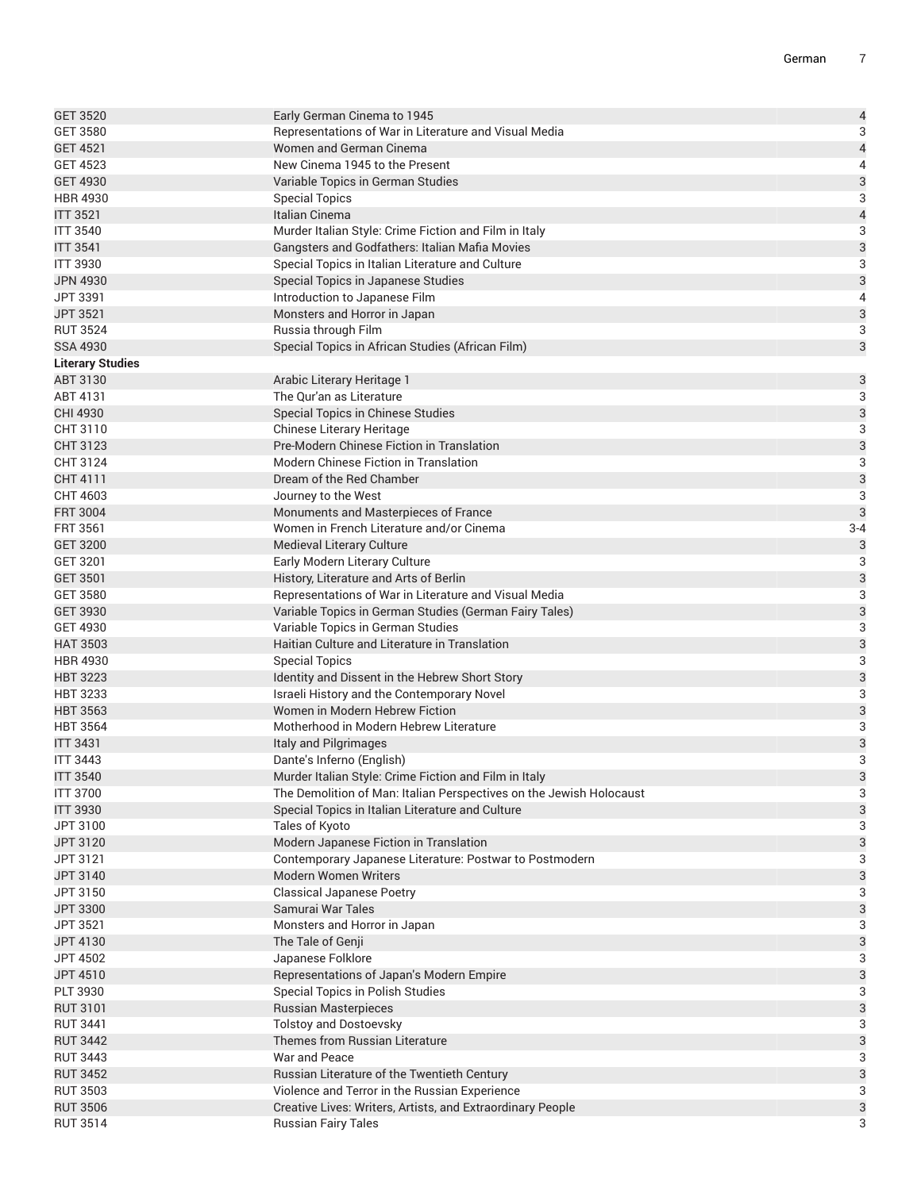| | | |
|---|---|---|
| GET 3520 | Early German Cinema to 1945 | 4 |
| GET 3580 | Representations of War in Literature and Visual Media | 3 |
| GET 4521 | Women and German Cinema | 4 |
| GET 4523 | New Cinema 1945 to the Present | 4 |
| GET 4930 | Variable Topics in German Studies | 3 |
| HBR 4930 | Special Topics | 3 |
| ITT 3521 | Italian Cinema | 4 |
| ITT 3540 | Murder Italian Style: Crime Fiction and Film in Italy | 3 |
| ITT 3541 | Gangsters and Godfathers: Italian Mafia Movies | 3 |
| ITT 3930 | Special Topics in Italian Literature and Culture | 3 |
| JPN 4930 | Special Topics in Japanese Studies | 3 |
| JPT 3391 | Introduction to Japanese Film | 4 |
| JPT 3521 | Monsters and Horror in Japan | 3 |
| RUT 3524 | Russia through Film | 3 |
| SSA 4930 | Special Topics in African Studies (African Film) | 3 |
| **Literary Studies** | | |
| ABT 3130 | Arabic Literary Heritage 1 | 3 |
| ABT 4131 | The Qur'an as Literature | 3 |
| CHI 4930 | Special Topics in Chinese Studies | 3 |
| CHT 3110 | Chinese Literary Heritage | 3 |
| CHT 3123 | Pre-Modern Chinese Fiction in Translation | 3 |
| CHT 3124 | Modern Chinese Fiction in Translation | 3 |
| CHT 4111 | Dream of the Red Chamber | 3 |
| CHT 4603 | Journey to the West | 3 |
| FRT 3004 | Monuments and Masterpieces of France | 3 |
| FRT 3561 | Women in French Literature and/or Cinema | 3-4 |
| GET 3200 | Medieval Literary Culture | 3 |
| GET 3201 | Early Modern Literary Culture | 3 |
| GET 3501 | History, Literature and Arts of Berlin | 3 |
| GET 3580 | Representations of War in Literature and Visual Media | 3 |
| GET 3930 | Variable Topics in German Studies (German Fairy Tales) | 3 |
| GET 4930 | Variable Topics in German Studies | 3 |
| HAT 3503 | Haitian Culture and Literature in Translation | 3 |
| HBR 4930 | Special Topics | 3 |
| HBT 3223 | Identity and Dissent in the Hebrew Short Story | 3 |
| HBT 3233 | Israeli History and the Contemporary Novel | 3 |
| HBT 3563 | Women in Modern Hebrew Fiction | 3 |
| HBT 3564 | Motherhood in Modern Hebrew Literature | 3 |
| ITT 3431 | Italy and Pilgrimages | 3 |
| ITT 3443 | Dante's Inferno (English) | 3 |
| ITT 3540 | Murder Italian Style: Crime Fiction and Film in Italy | 3 |
| ITT 3700 | The Demolition of Man: Italian Perspectives on the Jewish Holocaust | 3 |
| ITT 3930 | Special Topics in Italian Literature and Culture | 3 |
| JPT 3100 | Tales of Kyoto | 3 |
| JPT 3120 | Modern Japanese Fiction in Translation | 3 |
| JPT 3121 | Contemporary Japanese Literature: Postwar to Postmodern | 3 |
| JPT 3140 | Modern Women Writers | 3 |
| JPT 3150 | Classical Japanese Poetry | 3 |
| JPT 3300 | Samurai War Tales | 3 |
| JPT 3521 | Monsters and Horror in Japan | 3 |
| JPT 4130 | The Tale of Genji | 3 |
| JPT 4502 | Japanese Folklore | 3 |
| JPT 4510 | Representations of Japan's Modern Empire | 3 |
| PLT 3930 | Special Topics in Polish Studies | 3 |
| RUT 3101 | Russian Masterpieces | 3 |
| RUT 3441 | Tolstoy and Dostoevsky | 3 |
| RUT 3442 | Themes from Russian Literature | 3 |
| RUT 3443 | War and Peace | 3 |
| RUT 3452 | Russian Literature of the Twentieth Century | 3 |
| RUT 3503 | Violence and Terror in the Russian Experience | 3 |
| RUT 3506 | Creative Lives: Writers, Artists, and Extraordinary People | 3 |
| RUT 3514 | Russian Fairy Tales | 3 |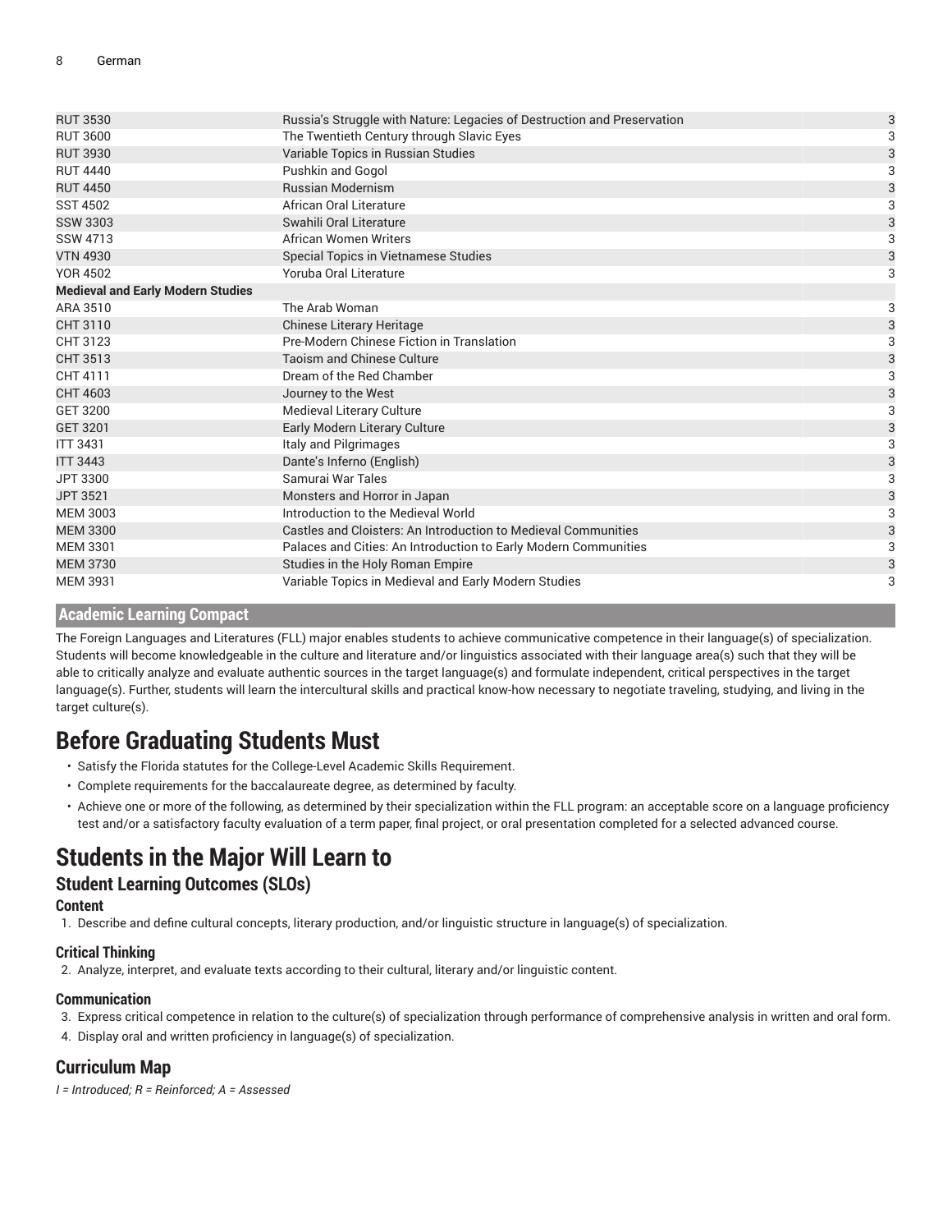| | | |
|---|---|---|
| RUT 3530 | Russia's Struggle with Nature: Legacies of Destruction and Preservation | 3 |
| RUT 3600 | The Twentieth Century through Slavic Eyes | 3 |
| RUT 3930 | Variable Topics in Russian Studies | 3 |
| RUT 4440 | Pushkin and Gogol | 3 |
| RUT 4450 | Russian Modernism | 3 |
| SST 4502 | African Oral Literature | 3 |
| SSW 3303 | Swahili Oral Literature | 3 |
| SSW 4713 | African Women Writers | 3 |
| VTN 4930 | Special Topics in Vietnamese Studies | 3 |
| YOR 4502 | Yoruba Oral Literature | 3 |
| **Medieval and Early Modern Studies** | | |
| ARA 3510 | The Arab Woman | 3 |
| CHT 3110 | Chinese Literary Heritage | 3 |
| CHT 3123 | Pre-Modern Chinese Fiction in Translation | 3 |
| CHT 3513 | Taoism and Chinese Culture | 3 |
| CHT 4111 | Dream of the Red Chamber | 3 |
| CHT 4603 | Journey to the West | 3 |
| GET 3200 | Medieval Literary Culture | 3 |
| GET 3201 | Early Modern Literary Culture | 3 |
| ITT 3431 | Italy and Pilgrimages | 3 |
| ITT 3443 | Dante's Inferno (English) | 3 |
| JPT 3300 | Samurai War Tales | 3 |
| JPT 3521 | Monsters and Horror in Japan | 3 |
| MEM 3003 | Introduction to the Medieval World | 3 |
| MEM 3300 | Castles and Cloisters: An Introduction to Medieval Communities | 3 |
| MEM 3301 | Palaces and Cities: An Introduction to Early Modern Communities | 3 |
| MEM 3730 | Studies in the Holy Roman Empire | 3 |
| MEM 3931 | Variable Topics in Medieval and Early Modern Studies | 3 |

## Academic Learning Compact

The Foreign Languages and Literatures (FLL) major enables students to achieve communicative competence in their language(s) of specialization. Students will become knowledgeable in the culture and literature and/or linguistics associated with their language area(s) such that they will be able to critically analyze and evaluate authentic sources in the target language(s) and formulate independent, critical perspectives in the target language(s). Further, students will learn the intercultural skills and practical know-how necessary to negotiate traveling, studying, and living in the target culture(s).

# Before Graduating Students Must

- Satisfy the Florida statutes for the College-Level Academic Skills Requirement.
- Complete requirements for the baccalaureate degree, as determined by faculty.
- Achieve one or more of the following, as determined by their specialization within the FLL program: an acceptable score on a language proficiency test and/or a satisfactory faculty evaluation of a term paper, final project, or oral presentation completed for a selected advanced course.

# Students in the Major Will Learn to

## Student Learning Outcomes (SLOs)

### Content

1. Describe and define cultural concepts, literary production, and/or linguistic structure in language(s) of specialization.

### Critical Thinking

2. Analyze, interpret, and evaluate texts according to their cultural, literary and/or linguistic content.

### Communication

3. Express critical competence in relation to the culture(s) of specialization through performance of comprehensive analysis in written and oral form.
4. Display oral and written proficiency in language(s) of specialization.

## Curriculum Map

*I = Introduced; R = Reinforced; A = Assessed*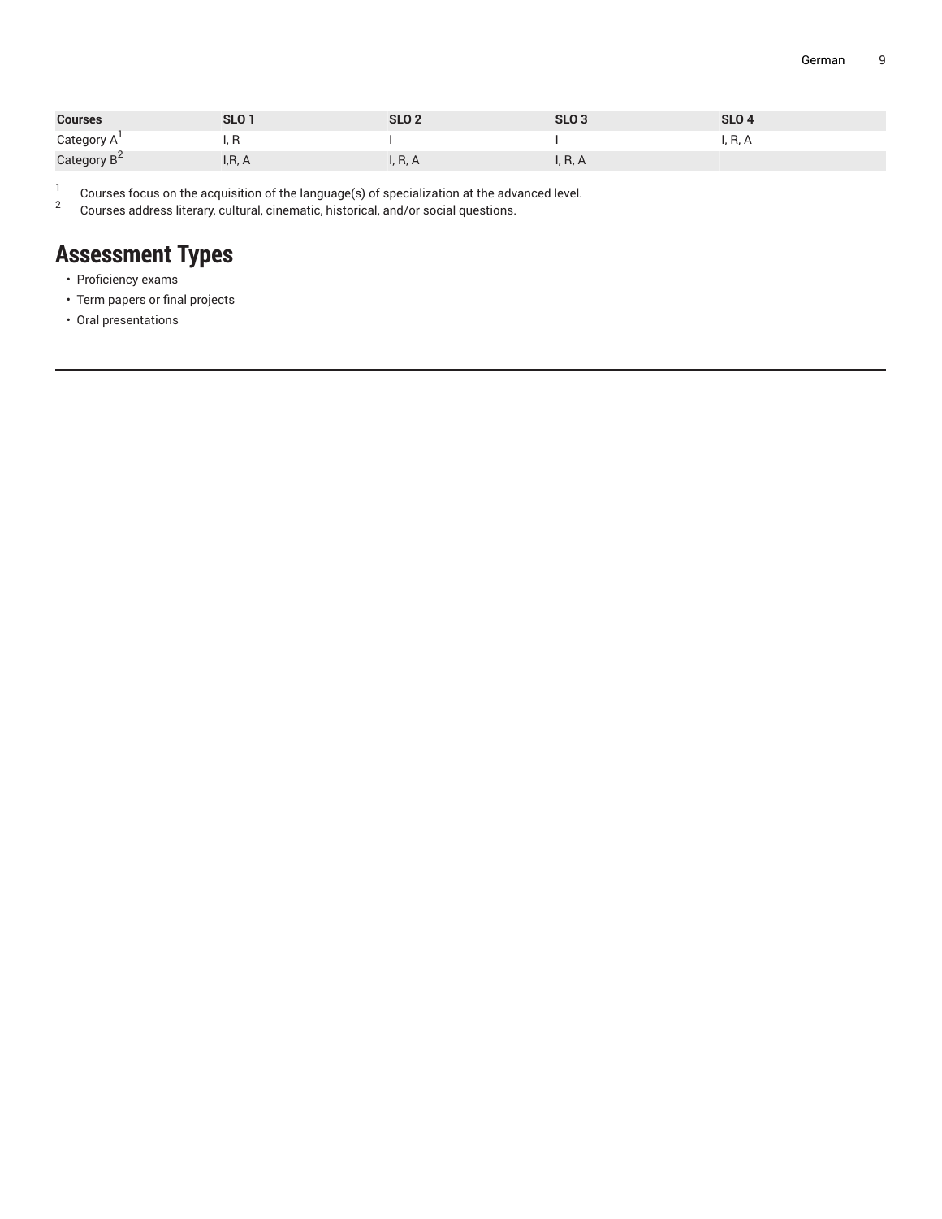| Courses | SLO 1 | SLO 2 | SLO 3 | SLO 4 |
| --- | --- | --- | --- | --- |
| Category A[1] | I, R | I | I | I, R, A |
| Category B[2] | I,R, A | I, R, A | I, R, A | |

[1] Courses focus on the acquisition of the language(s) of specialization at the advanced level.

[2] Courses address literary, cultural, cinematic, historical, and/or social questions.

## Assessment Types

- Proficiency exams
- Term papers or final projects
- Oral presentations